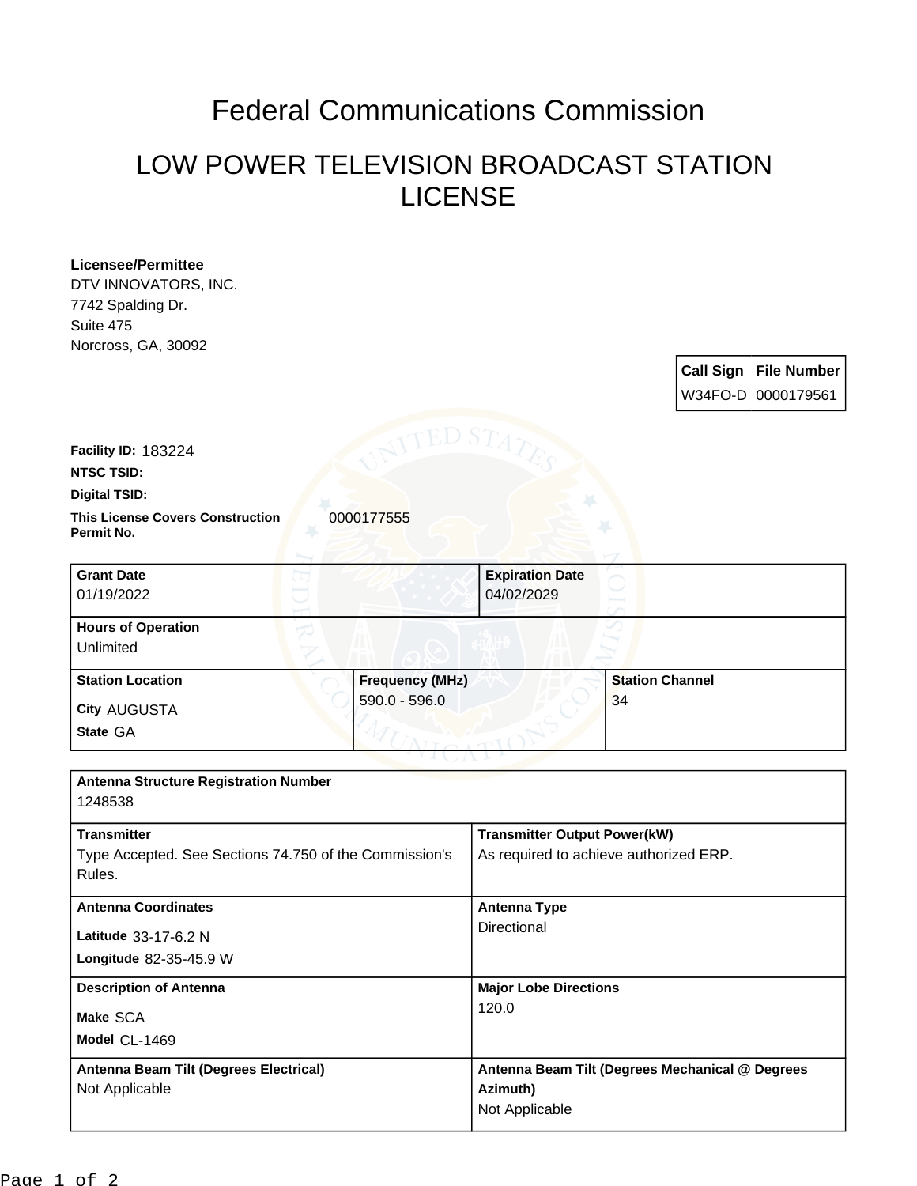# Federal Communications Commission

## LOW POWER TELEVISION BROADCAST STATION LICENSE

**Licensee/Permittee**
DTV INNOVATORS, INC.
7742 Spalding Dr.
Suite 475
Norcross, GA, 30092

| Call Sign | File Number |
|---|---|
| W34FO-D | 0000179561 |

**Facility ID:** 183224

**NTSC TSID:**

**Digital TSID:**

**This License Covers Construction Permit No.** 0000177555

| Grant Date | Expiration Date |
|---|---|
| 01/19/2022 | 04/02/2029 |

**Hours of Operation**
Unlimited

| Station Location | Frequency (MHz) | Station Channel |
|---|---|---|
| City AUGUSTA<br>State GA | 590.0 - 596.0 | 34 |

**Antenna Structure Registration Number**
1248538

| Transmitter | Transmitter Output Power(kW) |
|---|---|
| Type Accepted. See Sections 74.750 of the Commission's Rules. | As required to achieve authorized ERP. |

| Antenna Coordinates | Antenna Type |
|---|---|
| Latitude 33-17-6.2 N<br>Longitude 82-35-45.9 W | Directional |

| Description of Antenna | Major Lobe Directions |
|---|---|
| Make SCA<br>Model CL-1469 | 120.0 |

| Antenna Beam Tilt (Degrees Electrical) | Antenna Beam Tilt (Degrees Mechanical @ Degrees Azimuth) |
|---|---|
| Not Applicable | Not Applicable |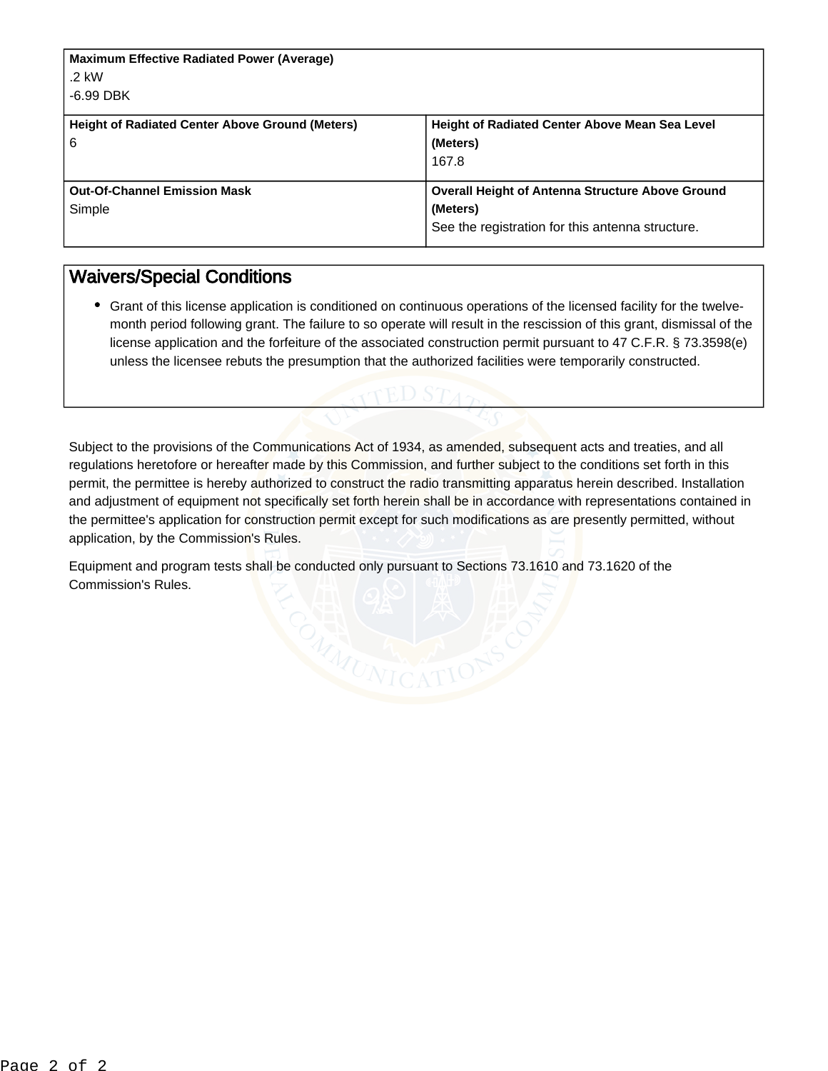| | |
|---|---|
| **Maximum Effective Radiated Power (Average)**<br>.2 kW<br>-6.99 DBK | |
| **Height of Radiated Center Above Ground (Meters)**<br>6 | **Height of Radiated Center Above Mean Sea Level (Meters)**<br>167.8 |
| **Out-Of-Channel Emission Mask**<br>Simple | **Overall Height of Antenna Structure Above Ground (Meters)**<br>See the registration for this antenna structure. |

## Waivers/Special Conditions

- Grant of this license application is conditioned on continuous operations of the licensed facility for the twelve-month period following grant. The failure to so operate will result in the rescission of this grant, dismissal of the license application and the forfeiture of the associated construction permit pursuant to 47 C.F.R. § 73.3598(e) unless the licensee rebuts the presumption that the authorized facilities were temporarily constructed.

Subject to the provisions of the Communications Act of 1934, as amended, subsequent acts and treaties, and all regulations heretofore or hereafter made by this Commission, and further subject to the conditions set forth in this permit, the permittee is hereby authorized to construct the radio transmitting apparatus herein described. Installation and adjustment of equipment not specifically set forth herein shall be in accordance with representations contained in the permittee's application for construction permit except for such modifications as are presently permitted, without application, by the Commission's Rules.

Equipment and program tests shall be conducted only pursuant to Sections 73.1610 and 73.1620 of the Commission's Rules.